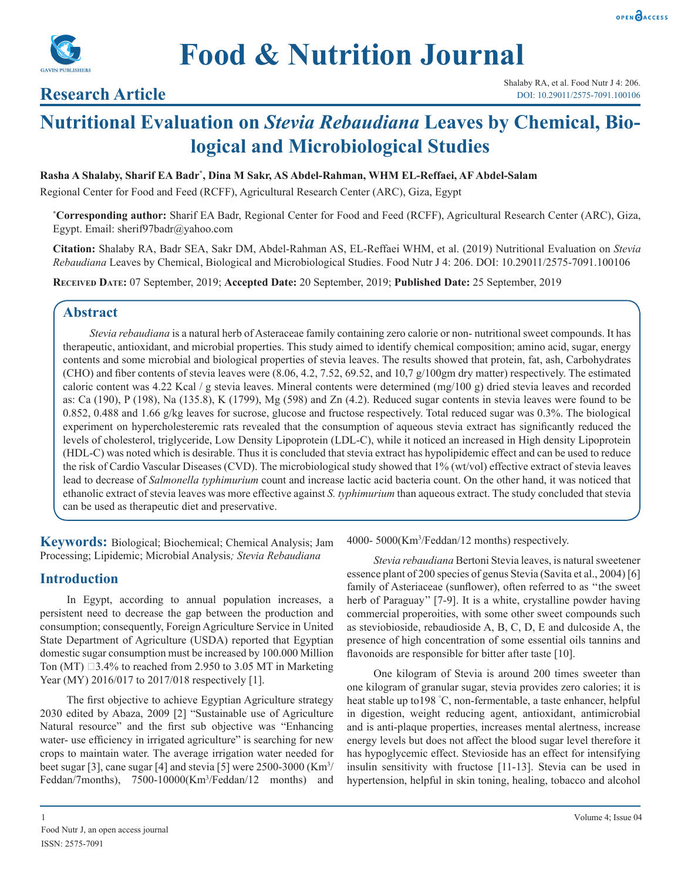# Food & Nutrition Journal

## Research Article

# Nutritional Evaluation on *Stevia Rebaudiana* Leaves by Chemical, Biological and Microbiological Studies

**Rasha A Shalaby, Sharif EA Badr*, Dina M Sakr, AS Abdel-Rahman, WHM EL-Reffaei, AF Abdel-Salam**

Regional Center for Food and Feed (RCFF), Agricultural Research Center (ARC), Giza, Egypt

***Corresponding author:** Sharif EA Badr, Regional Center for Food and Feed (RCFF), Agricultural Research Center (ARC), Giza, Egypt. Email: sherif97badr@yahoo.com

**Citation:** Shalaby RA, Badr SEA, Sakr DM, Abdel-Rahman AS, EL-Reffaei WHM, et al. (2019) Nutritional Evaluation on *Stevia Rebaudiana* Leaves by Chemical, Biological and Microbiological Studies. Food Nutr J 4: 206. DOI: 10.29011/2575-7091.100106

**Received Date:** 07 September, 2019; **Accepted Date:** 20 September, 2019; **Published Date:** 25 September, 2019

## Abstract

*Stevia rebaudiana* is a natural herb of Asteraceae family containing zero calorie or non- nutritional sweet compounds. It has therapeutic, antioxidant, and microbial properties. This study aimed to identify chemical composition; amino acid, sugar, energy contents and some microbial and biological properties of stevia leaves. The results showed that protein, fat, ash, Carbohydrates (CHO) and fiber contents of stevia leaves were (8.06, 4.2, 7.52, 69.52, and 10,7 g/100gm dry matter) respectively. The estimated caloric content was 4.22 Kcal / g stevia leaves. Mineral contents were determined (mg/100 g) dried stevia leaves and recorded as: Ca (190), P (198), Na (135.8), K (1799), Mg (598) and Zn (4.2). Reduced sugar contents in stevia leaves were found to be 0.852, 0.488 and 1.66 g/kg leaves for sucrose, glucose and fructose respectively. Total reduced sugar was 0.3%. The biological experiment on hypercholesteremic rats revealed that the consumption of aqueous stevia extract has significantly reduced the levels of cholesterol, triglyceride, Low Density Lipoprotein (LDL-C), while it noticed an increased in High density Lipoprotein (HDL-C) was noted which is desirable. Thus it is concluded that stevia extract has hypolipidemic effect and can be used to reduce the risk of Cardio Vascular Diseases (CVD). The microbiological study showed that 1% (wt/vol) effective extract of stevia leaves lead to decrease of *Salmonella typhimurium* count and increase lactic acid bacteria count. On the other hand, it was noticed that ethanolic extract of stevia leaves was more effective against *S. typhimurium* than aqueous extract. The study concluded that stevia can be used as therapeutic diet and preservative.

**Keywords:** Biological; Biochemical; Chemical Analysis; Jam Processing; Lipidemic; Microbial Analysis*; Stevia Rebaudiana*

## Introduction

In Egypt, according to annual population increases, a persistent need to decrease the gap between the production and consumption; consequently, Foreign Agriculture Service in United State Department of Agriculture (USDA) reported that Egyptian domestic sugar consumption must be increased by 100.000 Million Ton (MT) □3.4% to reached from 2.950 to 3.05 MT in Marketing Year (MY) 2016/017 to 2017/018 respectively [1].

The first objective to achieve Egyptian Agriculture strategy 2030 edited by Abaza, 2009 [2] "Sustainable use of Agriculture Natural resource" and the first sub objective was "Enhancing water- use efficiency in irrigated agriculture" is searching for new crops to maintain water. The average irrigation water needed for beet sugar [3], cane sugar [4] and stevia [5] were 2500-3000 (Km$^3$/Feddan/7months), 7500-10000(Km$^3$/Feddan/12 months) and 4000- 5000(Km$^3$/Feddan/12 months) respectively.

*Stevia rebaudiana* Bertoni Stevia leaves, is natural sweetener essence plant of 200 species of genus Stevia (Savita et al., 2004) [6] family of Asteraceae (sunflower), often referred to as ''the sweet herb of Paraguay'' [7-9]. It is a white, crystalline powder having commercial properoities, with some other sweet compounds such as steviobioside, rebaudioside A, B, C, D, E and dulcoside A, the presence of high concentration of some essential oils tannins and flavonoids are responsible for bitter after taste [10].

One kilogram of Stevia is around 200 times sweeter than one kilogram of granular sugar, stevia provides zero calories; it is heat stable up to198 ˚C, non-fermentable, a taste enhancer, helpful in digestion, weight reducing agent, antioxidant, antimicrobial and is anti-plaque properties, increases mental alertness, increase energy levels but does not affect the blood sugar level therefore it has hypoglycemic effect. Stevioside has an effect for intensifying insulin sensitivity with fructose [11-13]. Stevia can be used in hypertension, helpful in skin toning, healing, tobacco and alcohol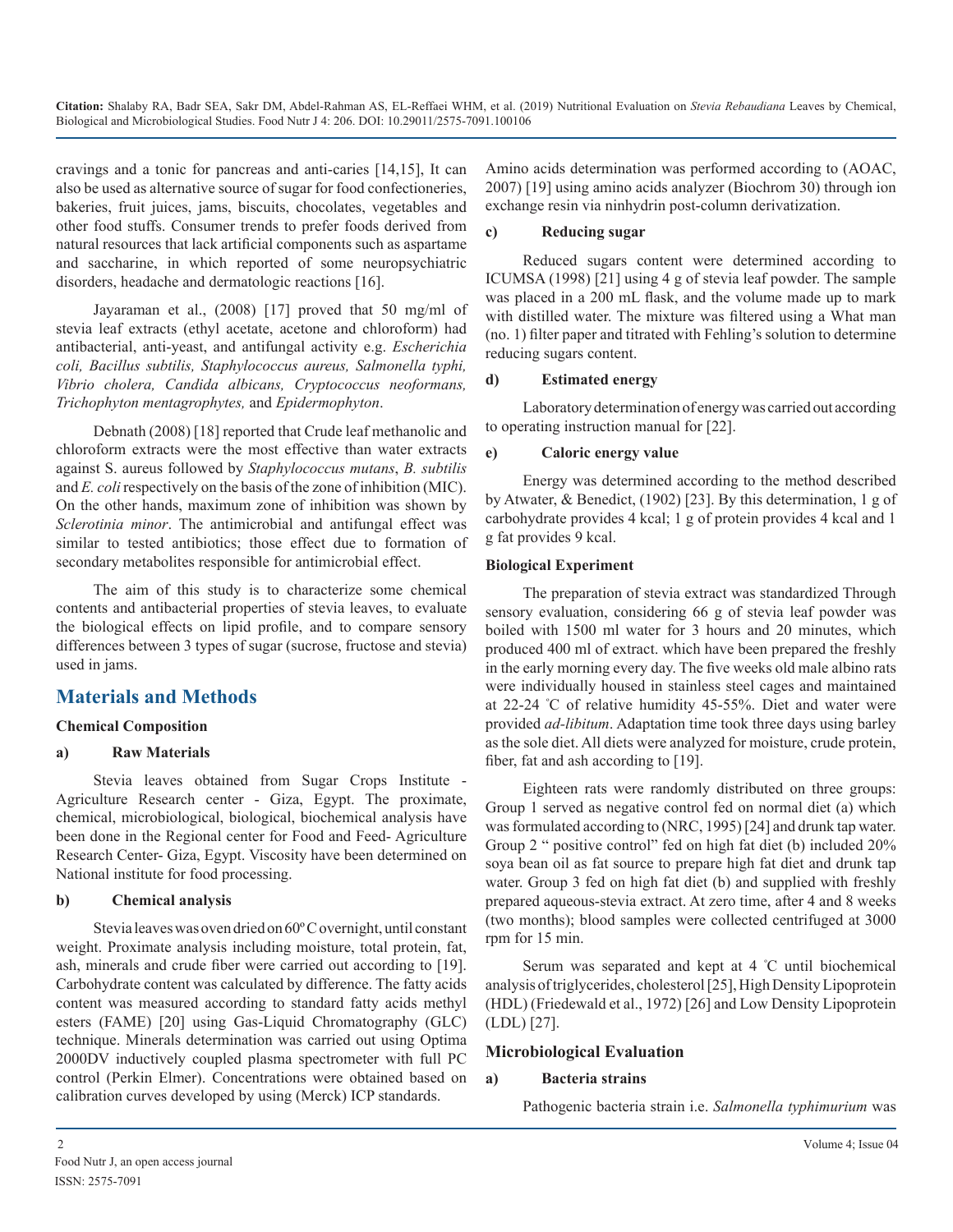cravings and a tonic for pancreas and anti-caries [14,15], It can also be used as alternative source of sugar for food confectioneries, bakeries, fruit juices, jams, biscuits, chocolates, vegetables and other food stuffs. Consumer trends to prefer foods derived from natural resources that lack artificial components such as aspartame and saccharine, in which reported of some neuropsychiatric disorders, headache and dermatologic reactions [16].

Jayaraman et al., (2008) [17] proved that 50 mg/ml of stevia leaf extracts (ethyl acetate, acetone and chloroform) had antibacterial, anti-yeast, and antifungal activity e.g. *Escherichia coli, Bacillus subtilis, Staphylococcus aureus, Salmonella typhi, Vibrio cholera, Candida albicans, Cryptococcus neoformans, Trichophyton mentagrophytes,* and *Epidermophyton*.

Debnath (2008) [18] reported that Crude leaf methanolic and chloroform extracts were the most effective than water extracts against S. aureus followed by *Staphylococcus mutans*, *B. subtilis* and *E. coli* respectively on the basis of the zone of inhibition (MIC). On the other hands, maximum zone of inhibition was shown by *Sclerotinia minor*. The antimicrobial and antifungal effect was similar to tested antibiotics; those effect due to formation of secondary metabolites responsible for antimicrobial effect.

The aim of this study is to characterize some chemical contents and antibacterial properties of stevia leaves, to evaluate the biological effects on lipid profile, and to compare sensory differences between 3 types of sugar (sucrose, fructose and stevia) used in jams.

## Materials and Methods

### Chemical Composition

#### a) Raw Materials

Stevia leaves obtained from Sugar Crops Institute - Agriculture Research center - Giza, Egypt. The proximate, chemical, microbiological, biological, biochemical analysis have been done in the Regional center for Food and Feed- Agriculture Research Center- Giza, Egypt. Viscosity have been determined on National institute for food processing.

#### b) Chemical analysis

Stevia leaves was oven dried on 60ºC overnight, until constant weight. Proximate analysis including moisture, total protein, fat, ash, minerals and crude fiber were carried out according to [19]. Carbohydrate content was calculated by difference. The fatty acids content was measured according to standard fatty acids methyl esters (FAME) [20] using Gas-Liquid Chromatography (GLC) technique. Minerals determination was carried out using Optima 2000DV inductively coupled plasma spectrometer with full PC control (Perkin Elmer). Concentrations were obtained based on calibration curves developed by using (Merck) ICP standards.

Amino acids determination was performed according to (AOAC, 2007) [19] using amino acids analyzer (Biochrom 30) through ion exchange resin via ninhydrin post-column derivatization.

#### c) Reducing sugar

Reduced sugars content were determined according to ICUMSA (1998) [21] using 4 g of stevia leaf powder. The sample was placed in a 200 mL flask, and the volume made up to mark with distilled water. The mixture was filtered using a What man (no. 1) filter paper and titrated with Fehling's solution to determine reducing sugars content.

#### d) Estimated energy

Laboratory determination of energy was carried out according to operating instruction manual for [22].

#### e) Caloric energy value

Energy was determined according to the method described by Atwater, & Benedict, (1902) [23]. By this determination, 1 g of carbohydrate provides 4 kcal; 1 g of protein provides 4 kcal and 1 g fat provides 9 kcal.

### Biological Experiment

The preparation of stevia extract was standardized Through sensory evaluation, considering 66 g of stevia leaf powder was boiled with 1500 ml water for 3 hours and 20 minutes, which produced 400 ml of extract. which have been prepared the freshly in the early morning every day. The five weeks old male albino rats were individually housed in stainless steel cages and maintained at 22-24 ºC of relative humidity 45-55%. Diet and water were provided *ad-libitum*. Adaptation time took three days using barley as the sole diet. All diets were analyzed for moisture, crude protein, fiber, fat and ash according to [19].

Eighteen rats were randomly distributed on three groups: Group 1 served as negative control fed on normal diet (a) which was formulated according to (NRC, 1995) [24] and drunk tap water. Group 2 " positive control" fed on high fat diet (b) included 20% soya bean oil as fat source to prepare high fat diet and drunk tap water. Group 3 fed on high fat diet (b) and supplied with freshly prepared aqueous-stevia extract. At zero time, after 4 and 8 weeks (two months); blood samples were collected centrifuged at 3000 rpm for 15 min.

Serum was separated and kept at 4 ºC until biochemical analysis of triglycerides, cholesterol [25], High Density Lipoprotein (HDL) (Friedewald et al., 1972) [26] and Low Density Lipoprotein (LDL) [27].

## Microbiological Evaluation

#### a) Bacteria strains

Pathogenic bacteria strain i.e. *Salmonella typhimurium* was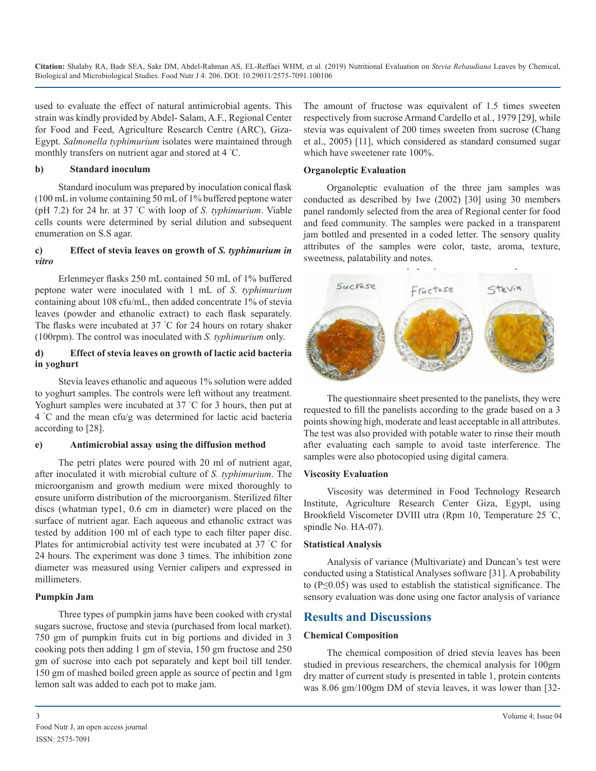used to evaluate the effect of natural antimicrobial agents. This strain was kindly provided by Abdel- Salam, A.F., Regional Center for Food and Feed, Agriculture Research Centre (ARC), Giza-Egypt. *Salmonella typhimurium* isolates were maintained through monthly transfers on nutrient agar and stored at 4 °C.

**b) Standard inoculum**

Standard inoculum was prepared by inoculation conical flask (100 mL in volume containing 50 mL of 1% buffered peptone water (pH 7.2) for 24 hr. at 37 °C with loop of *S. typhimurium*. Viable cells counts were determined by serial dilution and subsequent enumeration on S.S agar.

**c) Effect of stevia leaves on growth of *S. typhimurium in vitro***

Erlenmeyer flasks 250 mL contained 50 mL of 1% buffered peptone water were inoculated with 1 mL of *S. typhimurium* containing about 108 cfu/mL, then added concentrate 1% of stevia leaves (powder and ethanolic extract) to each flask separately. The flasks were incubated at 37 °C for 24 hours on rotary shaker (100rpm). The control was inoculated with *S. typhimurium* only.

**d) Effect of stevia leaves on growth of lactic acid bacteria in yoghurt**

Stevia leaves ethanolic and aqueous 1% solution were added to yoghurt samples. The controls were left without any treatment. Yoghurt samples were incubated at 37 °C for 3 hours, then put at 4 °C and the mean cfu/g was determined for lactic acid bacteria according to [28].

**e) Antimicrobial assay using the diffusion method**

The petri plates were poured with 20 ml of nutrient agar, after inoculated it with microbial culture of *S. typhimurium*. The microorganism and growth medium were mixed thoroughly to ensure uniform distribution of the microorganism. Sterilized filter discs (whatman type1, 0.6 cm in diameter) were placed on the surface of nutrient agar. Each aqueous and ethanolic extract was tested by addition 100 ml of each type to each filter paper disc. Plates for antimicrobial activity test were incubated at 37 °C for 24 hours. The experiment was done 3 times. The inhibition zone diameter was measured using Vernier calipers and expressed in millimeters.

**Pumpkin Jam**

Three types of pumpkin jams have been cooked with crystal sugars sucrose, fructose and stevia (purchased from local market). 750 gm of pumpkin fruits cut in big portions and divided in 3 cooking pots then adding 1 gm of stevia, 150 gm fructose and 250 gm of sucrose into each pot separately and kept boil till tender. 150 gm of mashed boiled green apple as source of pectin and 1gm lemon salt was added to each pot to make jam.

The amount of fructose was equivalent of 1.5 times sweeten respectively from sucrose Armand Cardello et al., 1979 [29], while stevia was equivalent of 200 times sweeten from sucrose (Chang et al., 2005) [11], which considered as standard consumed sugar which have sweetener rate 100%.

**Organoleptic Evaluation**

Organoleptic evaluation of the three jam samples was conducted as described by Iwe (2002) [30] using 30 members panel randomly selected from the area of Regional center for food and feed community. The samples were packed in a transparent jam bottled and presented in a coded letter. The sensory quality attributes of the samples were color, taste, aroma, texture, sweetness, palatability and notes.

The questionnaire sheet presented to the panelists, they were requested to fill the panelists according to the grade based on a 3 points showing high, moderate and least acceptable in all attributes. The test was also provided with potable water to rinse their mouth after evaluating each sample to avoid taste interference. The samples were also photocopied using digital camera.

**Viscosity Evaluation**

Viscosity was determined in Food Technology Research Institute, Agriculture Research Center Giza, Egypt, using Brookfield Viscometer DVIII utra (Rpm 10, Temperature 25 °C, spindle No. HA-07).

**Statistical Analysis**

Analysis of variance (Multivariate) and Duncan's test were conducted using a Statistical Analyses software [31]. A probability to ($P \leq 0.05$) was used to establish the statistical significance. The sensory evaluation was done using one factor analysis of variance

## Results and Discussions

**Chemical Composition**

The chemical composition of dried stevia leaves has been studied in previous researchers, the chemical analysis for 100gm dry matter of current study is presented in table 1, protein contents was 8.06 gm/100gm DM of stevia leaves, it was lower than [32-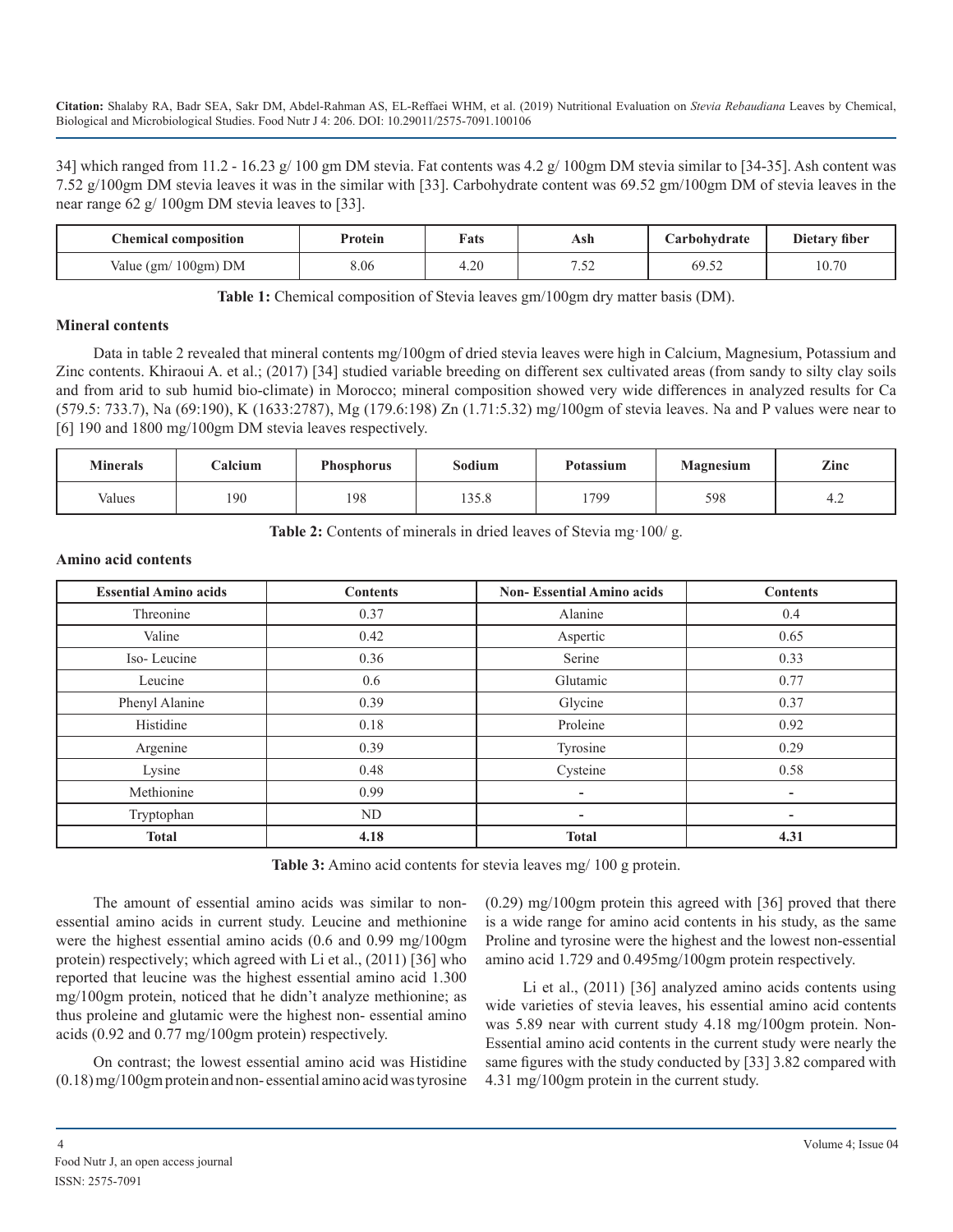34] which ranged from 11.2 - 16.23 g/ 100 gm DM stevia. Fat contents was 4.2 g/ 100gm DM stevia similar to [34-35]. Ash content was 7.52 g/100gm DM stevia leaves it was in the similar with [33]. Carbohydrate content was 69.52 gm/100gm DM of stevia leaves in the near range 62 g/ 100gm DM stevia leaves to [33].

| Chemical composition | Protein | Fats | Ash | Carbohydrate | Dietary fiber |
|---|---|---|---|---|---|
| Value (gm/ 100gm) DM | 8.06 | 4.20 | 7.52 | 69.52 | 10.70 |

**Table 1:** Chemical composition of Stevia leaves gm/100gm dry matter basis (DM).

### Mineral contents

Data in table 2 revealed that mineral contents mg/100gm of dried stevia leaves were high in Calcium, Magnesium, Potassium and Zinc contents. Khiraoui A. et al.; (2017) [34] studied variable breeding on different sex cultivated areas (from sandy to silty clay soils and from arid to sub humid bio-climate) in Morocco; mineral composition showed very wide differences in analyzed results for Ca (579.5: 733.7), Na (69:190), K (1633:2787), Mg (179.6:198) Zn (1.71:5.32) mg/100gm of stevia leaves. Na and P values were near to [6] 190 and 1800 mg/100gm DM stevia leaves respectively.

| Minerals | Calcium | Phosphorus | Sodium | Potassium | Magnesium | Zinc |
|---|---|---|---|---|---|---|
| Values | 190 | 198 | 135.8 | 1799 | 598 | 4.2 |

**Table 2:** Contents of minerals in dried leaves of Stevia mg·100/ g.

### Amino acid contents

| Essential Amino acids | Contents | Non- Essential Amino acids | Contents |
|---|---|---|---|
| Threonine | 0.37 | Alanine | 0.4 |
| Valine | 0.42 | Aspertic | 0.65 |
| Iso- Leucine | 0.36 | Serine | 0.33 |
| Leucine | 0.6 | Glutamic | 0.77 |
| Phenyl Alanine | 0.39 | Glycine | 0.37 |
| Histidine | 0.18 | Proleine | 0.92 |
| Argenine | 0.39 | Tyrosine | 0.29 |
| Lysine | 0.48 | Cysteine | 0.58 |
| Methionine | 0.99 | - | - |
| Tryptophan | ND | - | - |
| **Total** | **4.18** | **Total** | **4.31** |

**Table 3:** Amino acid contents for stevia leaves mg/ 100 g protein.

The amount of essential amino acids was similar to non-essential amino acids in current study. Leucine and methionine were the highest essential amino acids (0.6 and 0.99 mg/100gm protein) respectively; which agreed with Li et al., (2011) [36] who reported that leucine was the highest essential amino acid 1.300 mg/100gm protein, noticed that he didn't analyze methionine; as thus proleine and glutamic were the highest non- essential amino acids (0.92 and 0.77 mg/100gm protein) respectively.

On contrast; the lowest essential amino acid was Histidine (0.18) mg/100gm protein and non- essential amino acid was tyrosine (0.29) mg/100gm protein this agreed with [36] proved that there is a wide range for amino acid contents in his study, as the same Proline and tyrosine were the highest and the lowest non-essential amino acid 1.729 and 0.495mg/100gm protein respectively.

Li et al., (2011) [36] analyzed amino acids contents using wide varieties of stevia leaves, his essential amino acid contents was 5.89 near with current study 4.18 mg/100gm protein. Non-Essential amino acid contents in the current study were nearly the same figures with the study conducted by [33] 3.82 compared with 4.31 mg/100gm protein in the current study.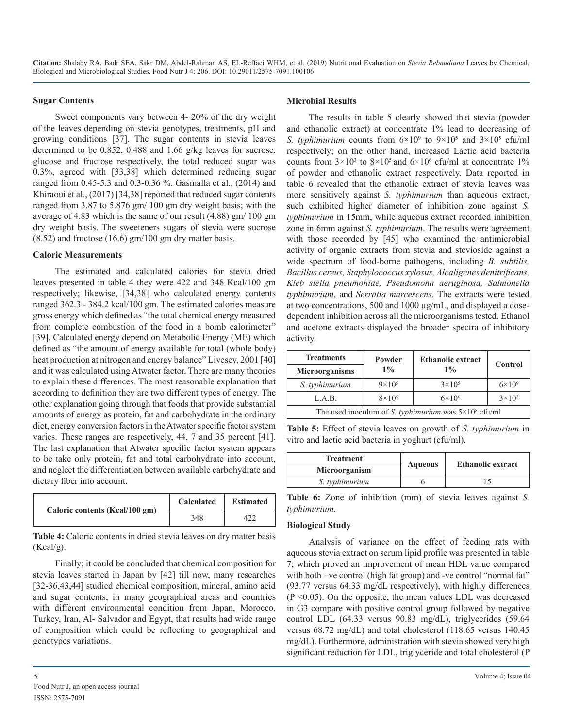### Sugar Contents

Sweet components vary between 4- 20% of the dry weight of the leaves depending on stevia genotypes, treatments, pH and growing conditions [37]. The sugar contents in stevia leaves determined to be 0.852, 0.488 and 1.66 g/kg leaves for sucrose, glucose and fructose respectively, the total reduced sugar was 0.3%, agreed with [33,38] which determined reducing sugar ranged from 0.45-5.3 and 0.3-0.36 %. Gasmalla et al., (2014) and Khiraoui et al., (2017) [34,38] reported that reduced sugar contents ranged from 3.87 to 5.876 gm/ 100 gm dry weight basis; with the average of 4.83 which is the same of our result (4.88) gm/ 100 gm dry weight basis. The sweeteners sugars of stevia were sucrose (8.52) and fructose (16.6) gm/100 gm dry matter basis.

### Caloric Measurements

The estimated and calculated calories for stevia dried leaves presented in table 4 they were 422 and 348 Kcal/100 gm respectively; likewise, [34,38] who calculated energy contents ranged 362.3 - 384.2 kcal/100 gm. The estimated calories measure gross energy which defined as "the total chemical energy measured from complete combustion of the food in a bomb calorimeter" [39]. Calculated energy depend on Metabolic Energy (ME) which defined as "the amount of energy available for total (whole body) heat production at nitrogen and energy balance" Livesey, 2001 [40] and it was calculated using Atwater factor. There are many theories to explain these differences. The most reasonable explanation that according to definition they are two different types of energy. The other explanation going through that foods that provide substantial amounts of energy as protein, fat and carbohydrate in the ordinary diet, energy conversion factors in the Atwater specific factor system varies. These ranges are respectively, 44, 7 and 35 percent [41]. The last explanation that Atwater specific factor system appears to be take only protein, fat and total carbohydrate into account, and neglect the differentiation between available carbohydrate and dietary fiber into account.

| Caloric contents (Kcal/100 gm) | Calculated | Estimated |
|---|---|---|
| | 348 | 422 |

**Table 4:** Caloric contents in dried stevia leaves on dry matter basis (Kcal/g).

Finally; it could be concluded that chemical composition for stevia leaves started in Japan by [42] till now, many researches [32-36,43,44] studied chemical composition, mineral, amino acid and sugar contents, in many geographical areas and countries with different environmental condition from Japan, Morocco, Turkey, Iran, Al- Salvador and Egypt, that results had wide range of composition which could be reflecting to geographical and genotypes variations.

### Microbial Results

The results in table 5 clearly showed that stevia (powder and ethanolic extract) at concentrate 1% lead to decreasing of *S. typhimurium* counts from $6×10^9$ to $9×10^5$ and $3×10^5$ cfu/ml respectively; on the other hand, increased Lactic acid bacteria counts from $3×10^3$ to $8×10^5$ and $6×10^6$ cfu/ml at concentrate 1% of powder and ethanolic extract respectively. Data reported in table 6 revealed that the ethanolic extract of stevia leaves was more sensitively against *S. typhimurium* than aqueous extract, such exhibited higher diameter of inhibition zone against *S. typhimurium* in 15mm, while aqueous extract recorded inhibition zone in 6mm against *S. typhimurium*. The results were agreement with those recorded by [45] who examined the antimicrobial activity of organic extracts from stevia and stevioside against a wide spectrum of food-borne pathogens, including *B. subtilis, Bacillus cereus, Staphylococcus xylosus, Alcaligenes denitrificans, Kleb siella pneumoniae, Pseudomona aeruginosa, Salmonella typhimurium*, and *Serratia marcescens*. The extracts were tested at two concentrations, 500 and 1000 µg/mL, and displayed a dose-dependent inhibition across all the microorganisms tested. Ethanol and acetone extracts displayed the broader spectra of inhibitory activity.

| Treatments / Microorganisms | Powder 1% | Ethanolic extract 1% | Control |
|---|---|---|---|
| *S. typhimurium* | $9×10^5$ | $3×10^5$ | $6×10^9$ |
| L.A.B. | $8×10^5$ | $6×10^6$ | $3×10^3$ |
| The used inoculum of *S. typhimurium* was $5×10^8$ cfu/ml | | | |

**Table 5:** Effect of stevia leaves on growth of *S. typhimurium* in vitro and lactic acid bacteria in yoghurt (cfu/ml).

| Treatment / Microorganism | Aqueous | Ethanolic extract |
|---|---|---|
| *S. typhimurium* | 6 | 15 |

**Table 6:** Zone of inhibition (mm) of stevia leaves against *S. typhimurium*.

### Biological Study

Analysis of variance on the effect of feeding rats with aqueous stevia extract on serum lipid profile was presented in table 7; which proved an improvement of mean HDL value compared with both +ve control (high fat group) and -ve control "normal fat" (93.77 versus 64.33 mg/dL respectively), with highly differences ($P < 0.05$). On the opposite, the mean values LDL was decreased in G3 compare with positive control group followed by negative control LDL (64.33 versus 90.83 mg/dL), triglycerides (59.64 versus 68.72 mg/dL) and total cholesterol (118.65 versus 140.45 mg/dL). Furthermore, administration with stevia showed very high significant reduction for LDL, triglyceride and total cholesterol (P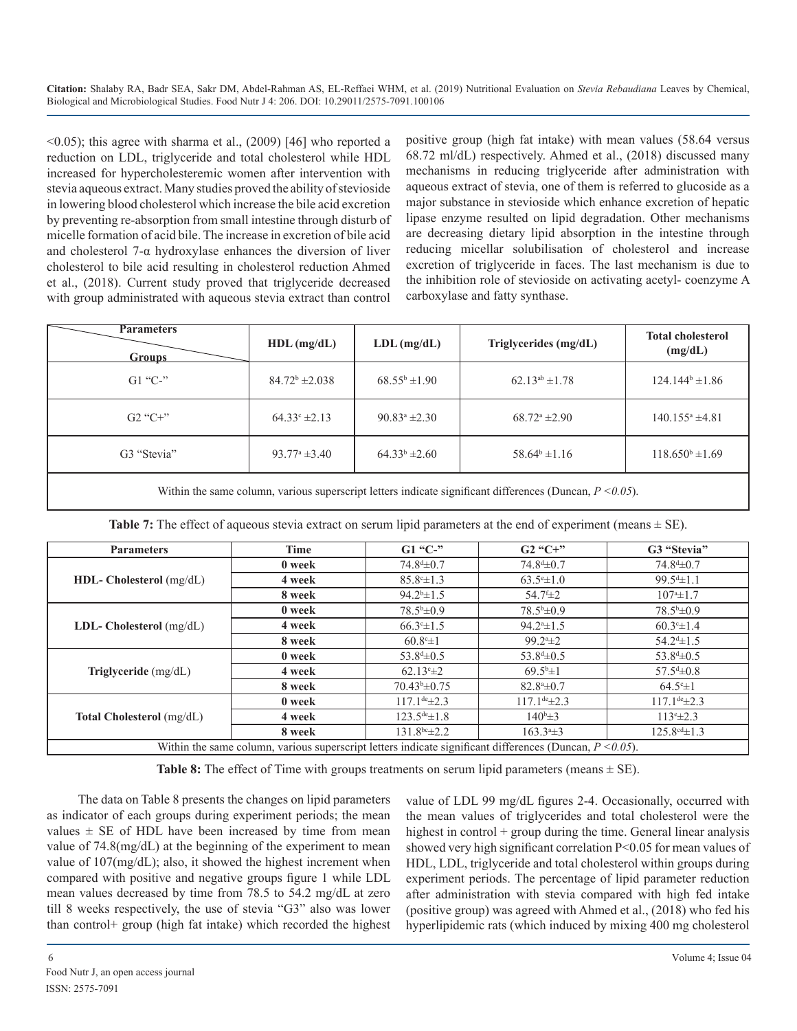<0.05); this agree with sharma et al., (2009) [46] who reported a reduction on LDL, triglyceride and total cholesterol while HDL increased for hypercholesteremic women after intervention with stevia aqueous extract. Many studies proved the ability of stevioside in lowering blood cholesterol which increase the bile acid excretion by preventing re-absorption from small intestine through disturb of micelle formation of acid bile. The increase in excretion of bile acid and cholesterol 7-α hydroxylase enhances the diversion of liver cholesterol to bile acid resulting in cholesterol reduction Ahmed et al., (2018). Current study proved that triglyceride decreased with group administrated with aqueous stevia extract than control positive group (high fat intake) with mean values (58.64 versus 68.72 ml/dL) respectively. Ahmed et al., (2018) discussed many mechanisms in reducing triglyceride after administration with aqueous extract of stevia, one of them is referred to glucoside as a major substance in stevioside which enhance excretion of hepatic lipase enzyme resulted on lipid degradation. Other mechanisms are decreasing dietary lipid absorption in the intestine through reducing micellar solubilisation of cholesterol and increase excretion of triglyceride in faces. The last mechanism is due to the inhibition role of stevioside on activating acetyl- coenzyme A carboxylase and fatty synthase.

| Parameters / Groups | HDL (mg/dL) | LDL (mg/dL) | Triglycerides (mg/dL) | Total cholesterol (mg/dL) |
|---|---|---|---|---|
| G1 "C-" | $84.72^{b} \pm 2.038$ | $68.55^{b} \pm 1.90$ | $62.13^{ab} \pm 1.78$ | $124.144^{b} \pm 1.86$ |
| G2 "C+" | $64.33^{c} \pm 2.13$ | $90.83^{a} \pm 2.30$ | $68.72^{a} \pm 2.90$ | $140.155^{a} \pm 4.81$ |
| G3 "Stevia" | $93.77^{a} \pm 3.40$ | $64.33^{b} \pm 2.60$ | $58.64^{b} \pm 1.16$ | $118.650^{b} \pm 1.69$ |

Within the same column, various superscript letters indicate significant differences (Duncan, *P <0.05*).

**Table 7:** The effect of aqueous stevia extract on serum lipid parameters at the end of experiment (means ± SE).

| Parameters | Time | G1 "C-" | G2 "C+" | G3 "Stevia" |
|---|---|---|---|---|
| **HDL- Cholesterol** (mg/dL) | **0 week** | $74.8^{d} \pm 0.7$ | $74.8^{d} \pm 0.7$ | $74.8^{d} \pm 0.7$ |
| | **4 week** | $85.8^{c} \pm 1.3$ | $63.5^{e} \pm 1.0$ | $99.5^{d} \pm 1.1$ |
| | **8 week** | $94.2^{b} \pm 1.5$ | $54.7^{f} \pm 2$ | $107^{a} \pm 1.7$ |
| **LDL- Cholesterol** (mg/dL) | **0 week** | $78.5^{b} \pm 0.9$ | $78.5^{b} \pm 0.9$ | $78.5^{b} \pm 0.9$ |
| | **4 week** | $66.3^{c} \pm 1.5$ | $94.2^{a} \pm 1.5$ | $60.3^{c} \pm 1.4$ |
| | **8 week** | $60.8^{c} \pm 1$ | $99.2^{a} \pm 2$ | $54.2^{d} \pm 1.5$ |
| **Triglyceride** (mg/dL) | **0 week** | $53.8^{d} \pm 0.5$ | $53.8^{d} \pm 0.5$ | $53.8^{d} \pm 0.5$ |
| | **4 week** | $62.13^{c} \pm 2$ | $69.5^{b} \pm 1$ | $57.5^{d} \pm 0.8$ |
| | **8 week** | $70.43^{b} \pm 0.75$ | $82.8^{a} \pm 0.7$ | $64.5^{c} \pm 1$ |
| **Total Cholesterol** (mg/dL) | **0 week** | $117.1^{de} \pm 2.3$ | $117.1^{de} \pm 2.3$ | $117.1^{de} \pm 2.3$ |
| | **4 week** | $123.5^{de} \pm 1.8$ | $140^{b} \pm 3$ | $113^{e} \pm 2.3$ |
| | **8 week** | $131.8^{bc} \pm 2.2$ | $163.3^{a} \pm 3$ | $125.8^{cd} \pm 1.3$ |

Within the same column, various superscript letters indicate significant differences (Duncan, *P <0.05*).

**Table 8:** The effect of Time with groups treatments on serum lipid parameters (means ± SE).

The data on Table 8 presents the changes on lipid parameters as indicator of each groups during experiment periods; the mean values ± SE of HDL have been increased by time from mean value of 74.8(mg/dL) at the beginning of the experiment to mean value of 107(mg/dL); also, it showed the highest increment when compared with positive and negative groups figure 1 while LDL mean values decreased by time from 78.5 to 54.2 mg/dL at zero till 8 weeks respectively, the use of stevia "G3" also was lower than control+ group (high fat intake) which recorded the highest value of LDL 99 mg/dL figures 2-4. Occasionally, occurred with the mean values of triglycerides and total cholesterol were the highest in control + group during the time. General linear analysis showed very high significant correlation P<0.05 for mean values of HDL, LDL, triglyceride and total cholesterol within groups during experiment periods. The percentage of lipid parameter reduction after administration with stevia compared with high fed intake (positive group) was agreed with Ahmed et al., (2018) who fed his hyperlipidemic rats (which induced by mixing 400 mg cholesterol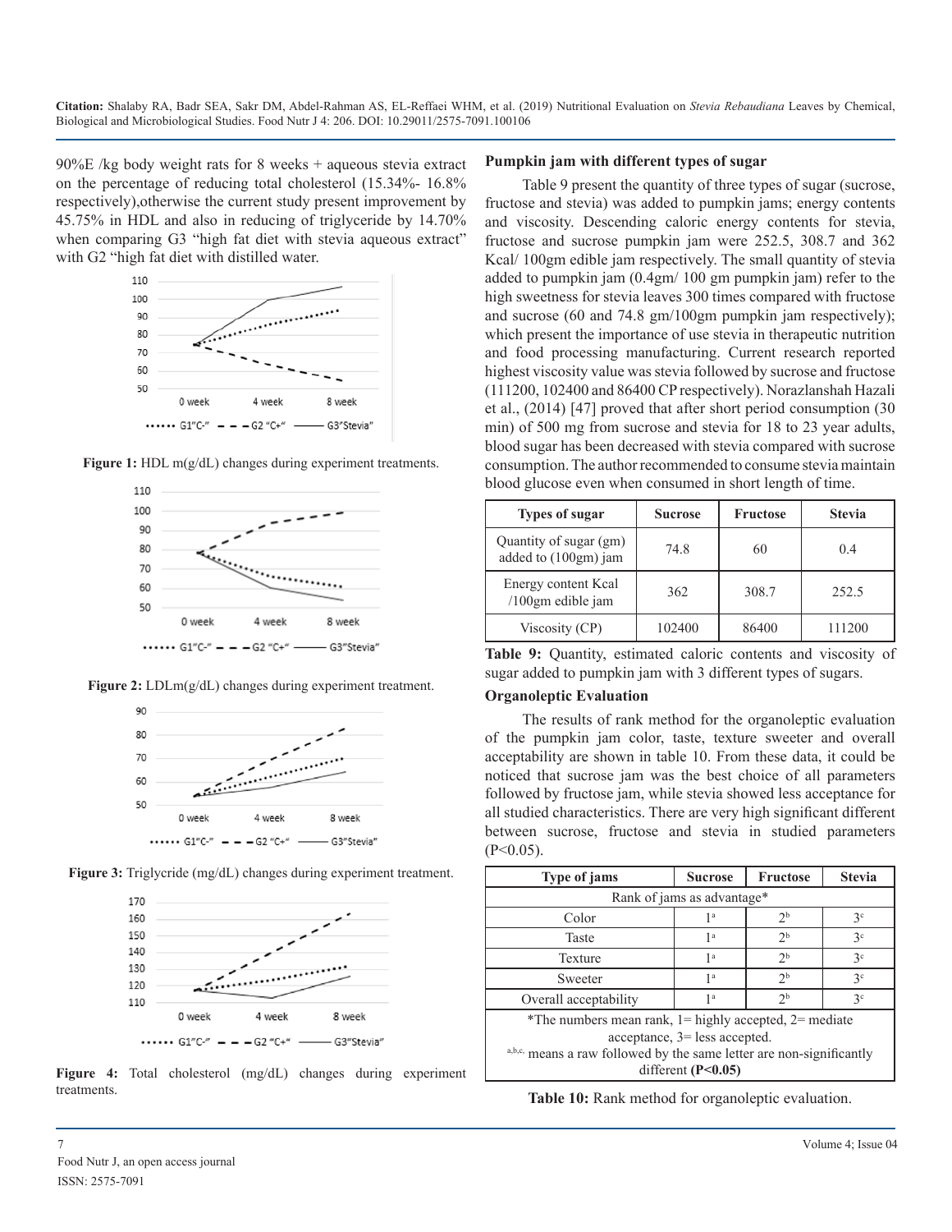90%E /kg body weight rats for 8 weeks + aqueous stevia extract on the percentage of reducing total cholesterol (15.34%- 16.8% respectively),otherwise the current study present improvement by 45.75% in HDL and also in reducing of triglyceride by 14.70% when comparing G3 "high fat diet with stevia aqueous extract" with G2 "high fat diet with distilled water.

**Figure 1:** HDL m(g/dL) changes during experiment treatments.

**Figure 2:** LDLm(g/dL) changes during experiment treatment.

**Figure 3:** Triglycride (mg/dL) changes during experiment treatment.

**Figure 4:** Total cholesterol (mg/dL) changes during experiment treatments.

### Pumpkin jam with different types of sugar

Table 9 present the quantity of three types of sugar (sucrose, fructose and stevia) was added to pumpkin jams; energy contents and viscosity. Descending caloric energy contents for stevia, fructose and sucrose pumpkin jam were 252.5, 308.7 and 362 Kcal/ 100gm edible jam respectively. The small quantity of stevia added to pumpkin jam (0.4gm/ 100 gm pumpkin jam) refer to the high sweetness for stevia leaves 300 times compared with fructose and sucrose (60 and 74.8 gm/100gm pumpkin jam respectively); which present the importance of use stevia in therapeutic nutrition and food processing manufacturing. Current research reported highest viscosity value was stevia followed by sucrose and fructose (111200, 102400 and 86400 CP respectively). Norazlanshah Hazali et al., (2014) [47] proved that after short period consumption (30 min) of 500 mg from sucrose and stevia for 18 to 23 year adults, blood sugar has been decreased with stevia compared with sucrose consumption. The author recommended to consume stevia maintain blood glucose even when consumed in short length of time.

| Types of sugar | Sucrose | Fructose | Stevia |
|---|---|---|---|
| Quantity of sugar (gm) added to (100gm) jam | 74.8 | 60 | 0.4 |
| Energy content Kcal /100gm edible jam | 362 | 308.7 | 252.5 |
| Viscosity (CP) | 102400 | 86400 | 111200 |

**Table 9:** Quantity, estimated caloric contents and viscosity of sugar added to pumpkin jam with 3 different types of sugars.

### Organoleptic Evaluation

The results of rank method for the organoleptic evaluation of the pumpkin jam color, taste, texture sweeter and overall acceptability are shown in table 10. From these data, it could be noticed that sucrose jam was the best choice of all parameters followed by fructose jam, while stevia showed less acceptance for all studied characteristics. There are very high significant different between sucrose, fructose and stevia in studied parameters ($P<0.05$).

| Type of jams | Sucrose | Fructose | Stevia |
|---|---|---|---|
| Rank of jams as advantage* | | | |
| Color | $1^a$ | $2^b$ | $3^c$ |
| Taste | $1^a$ | $2^b$ | $3^c$ |
| Texture | $1^a$ | $2^b$ | $3^c$ |
| Sweeter | $1^a$ | $2^b$ | $3^c$ |
| Overall acceptability | $1^a$ | $2^b$ | $3^c$ |

*The numbers mean rank, 1= highly accepted, 2= mediate acceptance, 3= less accepted.
a,b,c, means a raw followed by the same letter are non-significantly different **($P<0.05$)**

**Table 10:** Rank method for organoleptic evaluation.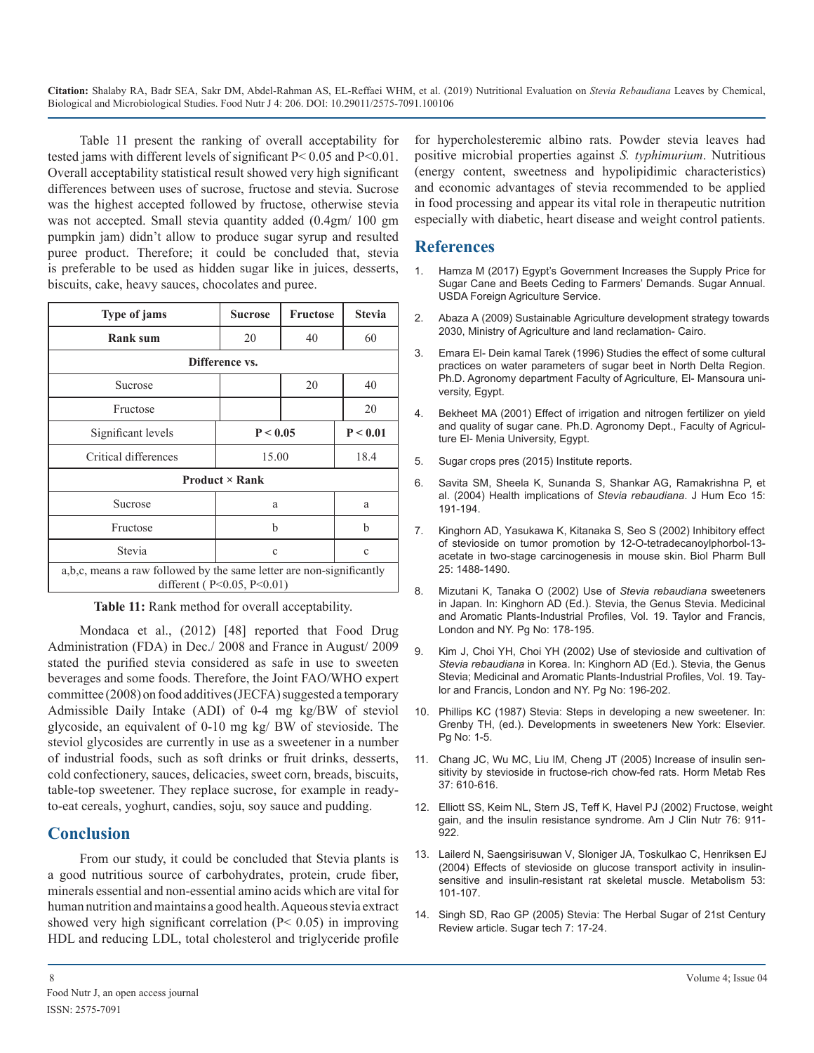Table 11 present the ranking of overall acceptability for tested jams with different levels of significant P< 0.05 and P<0.01. Overall acceptability statistical result showed very high significant differences between uses of sucrose, fructose and stevia. Sucrose was the highest accepted followed by fructose, otherwise stevia was not accepted. Small stevia quantity added (0.4gm/ 100 gm pumpkin jam) didn't allow to produce sugar syrup and resulted puree product. Therefore; it could be concluded that, stevia is preferable to be used as hidden sugar like in juices, desserts, biscuits, cake, heavy sauces, chocolates and puree.

| **Type of jams** | **Sucrose** | **Fructose** | **Stevia** |
|---|---|---|---|
| **Rank sum** | 20 | 40 | 60 |
| **Difference vs.** | | | |
| Sucrose | | 20 | 40 |
| Fructose | | | 20 |
| Significant levels | **P < 0.05** | | **P < 0.01** |
| Critical differences | 15.00 | | 18.4 |
| **Product × Rank** | | | |
| Sucrose | a | | a |
| Fructose | b | | b |
| Stevia | c | | c |
| a,b,c, means a raw followed by the same letter are non-significantly different ( P<0.05, P<0.01) | | | |

**Table 11:** Rank method for overall acceptability.

Mondaca et al., (2012) [48] reported that Food Drug Administration (FDA) in Dec./ 2008 and France in August/ 2009 stated the purified stevia considered as safe in use to sweeten beverages and some foods. Therefore, the Joint FAO/WHO expert committee (2008) on food additives (JECFA) suggested a temporary Admissible Daily Intake (ADI) of 0-4 mg kg/BW of steviol glycoside, an equivalent of 0-10 mg kg/ BW of stevioside. The steviol glycosides are currently in use as a sweetener in a number of industrial foods, such as soft drinks or fruit drinks, desserts, cold confectionery, sauces, delicacies, sweet corn, breads, biscuits, table-top sweetener. They replace sucrose, for example in ready-to-eat cereals, yoghurt, candies, soju, soy sauce and pudding.

## Conclusion

From our study, it could be concluded that Stevia plants is a good nutritious source of carbohydrates, protein, crude fiber, minerals essential and non-essential amino acids which are vital for human nutrition and maintains a good health. Aqueous stevia extract showed very high significant correlation (P< 0.05) in improving HDL and reducing LDL, total cholesterol and triglyceride profile for hypercholesteremic albino rats. Powder stevia leaves had positive microbial properties against *S. typhimurium*. Nutritious (energy content, sweetness and hypolipidimic characteristics) and economic advantages of stevia recommended to be applied in food processing and appear its vital role in therapeutic nutrition especially with diabetic, heart disease and weight control patients.

## References

1. Hamza M (2017) Egypt's Government Increases the Supply Price for Sugar Cane and Beets Ceding to Farmers' Demands. Sugar Annual. USDA Foreign Agriculture Service.
2. Abaza A (2009) Sustainable Agriculture development strategy towards 2030, Ministry of Agriculture and land reclamation- Cairo.
3. Emara El- Dein kamal Tarek (1996) Studies the effect of some cultural practices on water parameters of sugar beet in North Delta Region. Ph.D. Agronomy department Faculty of Agriculture, El- Mansoura university, Egypt.
4. Bekheet MA (2001) Effect of irrigation and nitrogen fertilizer on yield and quality of sugar cane. Ph.D. Agronomy Dept., Faculty of Agriculture El- Menia University, Egypt.
5. Sugar crops pres (2015) Institute reports.
6. Savita SM, Sheela K, Sunanda S, Shankar AG, Ramakrishna P, et al. (2004) Health implications of *Stevia rebaudiana*. J Hum Eco 15: 191-194.
7. Kinghorn AD, Yasukawa K, Kitanaka S, Seo S (2002) Inhibitory effect of stevioside on tumor promotion by 12-O-tetradecanoylphorbol-13-acetate in two-stage carcinogenesis in mouse skin. Biol Pharm Bull 25: 1488-1490.
8. Mizutani K, Tanaka O (2002) Use of *Stevia rebaudiana* sweeteners in Japan. In: Kinghorn AD (Ed.). Stevia, the Genus Stevia. Medicinal and Aromatic Plants-Industrial Profiles, Vol. 19. Taylor and Francis, London and NY. Pg No: 178-195.
9. Kim J, Choi YH, Choi YH (2002) Use of stevioside and cultivation of *Stevia rebaudiana* in Korea. In: Kinghorn AD (Ed.). Stevia, the Genus Stevia; Medicinal and Aromatic Plants-Industrial Profiles, Vol. 19. Taylor and Francis, London and NY. Pg No: 196-202.
10. Phillips KC (1987) Stevia: Steps in developing a new sweetener. In: Grenby TH, (ed.). Developments in sweeteners New York: Elsevier. Pg No: 1-5.
11. Chang JC, Wu MC, Liu IM, Cheng JT (2005) Increase of insulin sensitivity by stevioside in fructose-rich chow-fed rats. Horm Metab Res 37: 610-616.
12. Elliott SS, Keim NL, Stern JS, Teff K, Havel PJ (2002) Fructose, weight gain, and the insulin resistance syndrome. Am J Clin Nutr 76: 911-922.
13. Lailerd N, Saengsirisuwan V, Sloniger JA, Toskulkao C, Henriksen EJ (2004) Effects of stevioside on glucose transport activity in insulin-sensitive and insulin-resistant rat skeletal muscle. Metabolism 53: 101-107.
14. Singh SD, Rao GP (2005) Stevia: The Herbal Sugar of 21st Century Review article. Sugar tech 7: 17-24.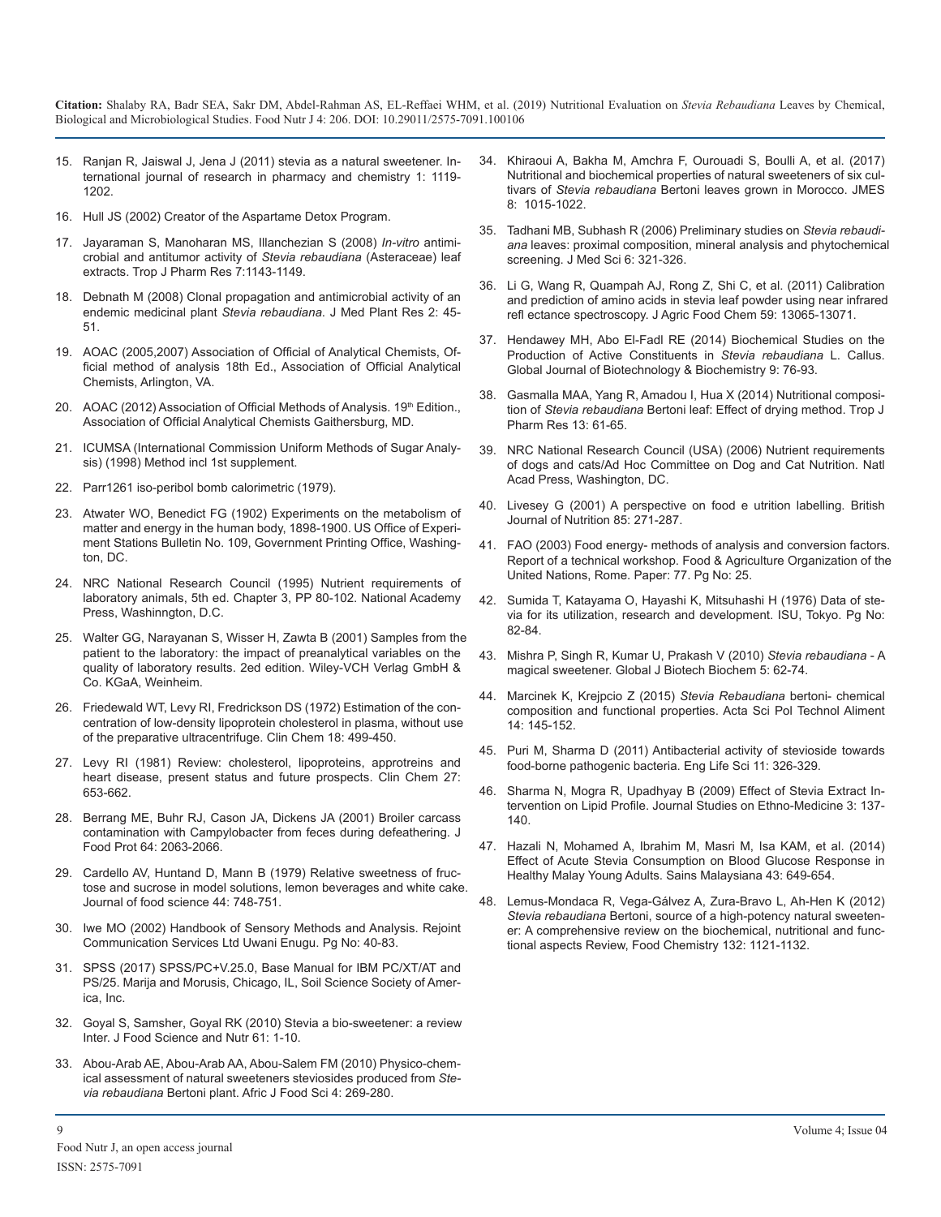15. Ranjan R, Jaiswal J, Jena J (2011) stevia as a natural sweetener. International journal of research in pharmacy and chemistry 1: 1119-1202.

16. Hull JS (2002) Creator of the Aspartame Detox Program.

17. Jayaraman S, Manoharan MS, Illanchezian S (2008) *In-vitro* antimicrobial and antitumor activity of *Stevia rebaudiana* (Asteraceae) leaf extracts. Trop J Pharm Res 7:1143-1149.

18. Debnath M (2008) Clonal propagation and antimicrobial activity of an endemic medicinal plant *Stevia rebaudiana*. J Med Plant Res 2: 45-51.

19. AOAC (2005,2007) Association of Official of Analytical Chemists, Official method of analysis 18th Ed., Association of Official Analytical Chemists, Arlington, VA.

20. AOAC (2012) Association of Official Methods of Analysis. 19th Edition., Association of Official Analytical Chemists Gaithersburg, MD.

21. ICUMSA (International Commission Uniform Methods of Sugar Analysis) (1998) Method incl 1st supplement.

22. Parr1261 iso-peribol bomb calorimetric (1979).

23. Atwater WO, Benedict FG (1902) Experiments on the metabolism of matter and energy in the human body, 1898-1900. US Office of Experiment Stations Bulletin No. 109, Government Printing Office, Washington, DC.

24. NRC National Research Council (1995) Nutrient requirements of laboratory animals, 5th ed. Chapter 3, PP 80-102. National Academy Press, Washinngton, D.C.

25. Walter GG, Narayanan S, Wisser H, Zawta B (2001) Samples from the patient to the laboratory: the impact of preanalytical variables on the quality of laboratory results. 2ed edition. Wiley-VCH Verlag GmbH & Co. KGaA, Weinheim.

26. Friedewald WT, Levy RI, Fredrickson DS (1972) Estimation of the concentration of low-density lipoprotein cholesterol in plasma, without use of the preparative ultracentrifuge. Clin Chem 18: 499-450.

27. Levy RI (1981) Review: cholesterol, lipoproteins, approtreins and heart disease, present status and future prospects. Clin Chem 27: 653-662.

28. Berrang ME, Buhr RJ, Cason JA, Dickens JA (2001) Broiler carcass contamination with Campylobacter from feces during defeathering. J Food Prot 64: 2063-2066.

29. Cardello AV, Huntand D, Mann B (1979) Relative sweetness of fructose and sucrose in model solutions, lemon beverages and white cake. Journal of food science 44: 748-751.

30. Iwe MO (2002) Handbook of Sensory Methods and Analysis. Rejoint Communication Services Ltd Uwani Enugu. Pg No: 40-83.

31. SPSS (2017) SPSS/PC+V.25.0, Base Manual for IBM PC/XT/AT and PS/25. Marija and Morusis, Chicago, IL, Soil Science Society of America, Inc.

32. Goyal S, Samsher, Goyal RK (2010) Stevia a bio-sweetener: a review Inter. J Food Science and Nutr 61: 1-10.

33. Abou-Arab AE, Abou-Arab AA, Abou-Salem FM (2010) Physico-chemical assessment of natural sweeteners steviosides produced from *Stevia rebaudiana* Bertoni plant. Afric J Food Sci 4: 269-280.

34. Khiraoui A, Bakha M, Amchra F, Ourouadi S, Boulli A, et al. (2017) Nutritional and biochemical properties of natural sweeteners of six cultivars of *Stevia rebaudiana* Bertoni leaves grown in Morocco. JMES 8: 1015-1022.

35. Tadhani MB, Subhash R (2006) Preliminary studies on *Stevia rebaudiana* leaves: proximal composition, mineral analysis and phytochemical screening. J Med Sci 6: 321-326.

36. Li G, Wang R, Quampah AJ, Rong Z, Shi C, et al. (2011) Calibration and prediction of amino acids in stevia leaf powder using near infrared refl ectance spectroscopy. J Agric Food Chem 59: 13065-13071.

37. Hendawey MH, Abo El-Fadl RE (2014) Biochemical Studies on the Production of Active Constituents in *Stevia rebaudiana* L. Callus. Global Journal of Biotechnology & Biochemistry 9: 76-93.

38. Gasmalla MAA, Yang R, Amadou I, Hua X (2014) Nutritional composition of *Stevia rebaudiana* Bertoni leaf: Effect of drying method. Trop J Pharm Res 13: 61-65.

39. NRC National Research Council (USA) (2006) Nutrient requirements of dogs and cats/Ad Hoc Committee on Dog and Cat Nutrition. Natl Acad Press, Washington, DC.

40. Livesey G (2001) A perspective on food e utrition labelling. British Journal of Nutrition 85: 271-287.

41. FAO (2003) Food energy- methods of analysis and conversion factors. Report of a technical workshop. Food & Agriculture Organization of the United Nations, Rome. Paper: 77. Pg No: 25.

42. Sumida T, Katayama O, Hayashi K, Mitsuhashi H (1976) Data of stevia for its utilization, research and development. ISU, Tokyo. Pg No: 82-84.

43. Mishra P, Singh R, Kumar U, Prakash V (2010) *Stevia rebaudiana* - A magical sweetener. Global J Biotech Biochem 5: 62-74.

44. Marcinek K, Krejpcio Z (2015) *Stevia Rebaudiana* bertoni- chemical composition and functional properties. Acta Sci Pol Technol Aliment 14: 145-152.

45. Puri M, Sharma D (2011) Antibacterial activity of stevioside towards food-borne pathogenic bacteria. Eng Life Sci 11: 326-329.

46. Sharma N, Mogra R, Upadhyay B (2009) Effect of Stevia Extract Intervention on Lipid Profile. Journal Studies on Ethno-Medicine 3: 137-140.

47. Hazali N, Mohamed A, Ibrahim M, Masri M, Isa KAM, et al. (2014) Effect of Acute Stevia Consumption on Blood Glucose Response in Healthy Malay Young Adults. Sains Malaysiana 43: 649-654.

48. Lemus-Mondaca R, Vega-Gálvez A, Zura-Bravo L, Ah-Hen K (2012) *Stevia rebaudiana* Bertoni, source of a high-potency natural sweetener: A comprehensive review on the biochemical, nutritional and functional aspects Review, Food Chemistry 132: 1121-1132.